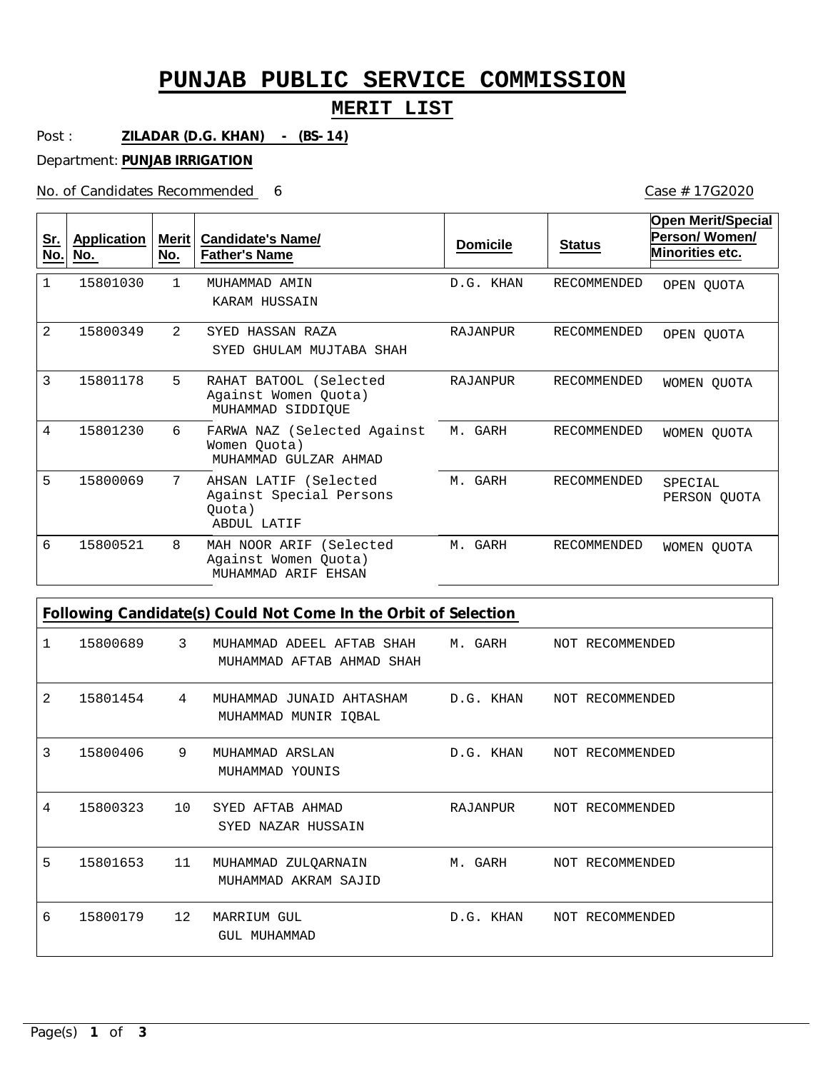# PUNJAB PUBLIC SERVICE COMMISSION

## MERIT LIST

Post : **ZILADAR (D.G. KHAN) - (BS- 14)**

Department: **PUNJAB IRRIGATION**

No. of Candidates Recommended 6

Case # 17G2020

| Sr. No. | Application No. | Merit No. | Candidate's Name/ Father's Name | Domicile | Status | Open Merit/Special Person/ Women/ Minorities etc. |
|---|---|---|---|---|---|---|
| 1 | 15801030 | 1 | MUHAMMAD AMIN<br>KARAM HUSSAIN | D.G. KHAN | RECOMMENDED | OPEN QUOTA |
| 2 | 15800349 | 2 | SYED HASSAN RAZA<br>SYED GHULAM MUJTABA SHAH | RAJANPUR | RECOMMENDED | OPEN QUOTA |
| 3 | 15801178 | 5 | RAHAT BATOOL (Selected Against Women Quota)<br>MUHAMMAD SIDDIQUE | RAJANPUR | RECOMMENDED | WOMEN QUOTA |
| 4 | 15801230 | 6 | FARWA NAZ (Selected Against Women Quota)<br>MUHAMMAD GULZAR AHMAD | M. GARH | RECOMMENDED | WOMEN QUOTA |
| 5 | 15800069 | 7 | AHSAN LATIF (Selected Against Special Persons Quota)<br>ABDUL LATIF | M. GARH | RECOMMENDED | SPECIAL PERSON QUOTA |
| 6 | 15800521 | 8 | MAH NOOR ARIF (Selected Against Women Quota)<br>MUHAMMAD ARIF EHSAN | M. GARH | RECOMMENDED | WOMEN QUOTA |

**Following Candidate(s) Could Not Come In the Orbit of Selection**

| Sr. No. | Application No. | Merit No. | Candidate's Name/ Father's Name | Domicile | Status |
|---|---|---|---|---|---|
| 1 | 15800689 | 3 | MUHAMMAD ADEEL AFTAB SHAH<br>MUHAMMAD AFTAB AHMAD SHAH | M. GARH | NOT RECOMMENDED |
| 2 | 15801454 | 4 | MUHAMMAD JUNAID AHTASHAM<br>MUHAMMAD MUNIR IQBAL | D.G. KHAN | NOT RECOMMENDED |
| 3 | 15800406 | 9 | MUHAMMAD ARSLAN<br>MUHAMMAD YOUNIS | D.G. KHAN | NOT RECOMMENDED |
| 4 | 15800323 | 10 | SYED AFTAB AHMAD<br>SYED NAZAR HUSSAIN | RAJANPUR | NOT RECOMMENDED |
| 5 | 15801653 | 11 | MUHAMMAD ZULQARNAIN<br>MUHAMMAD AKRAM SAJID | M. GARH | NOT RECOMMENDED |
| 6 | 15800179 | 12 | MARRIUM GUL<br>GUL MUHAMMAD | D.G. KHAN | NOT RECOMMENDED |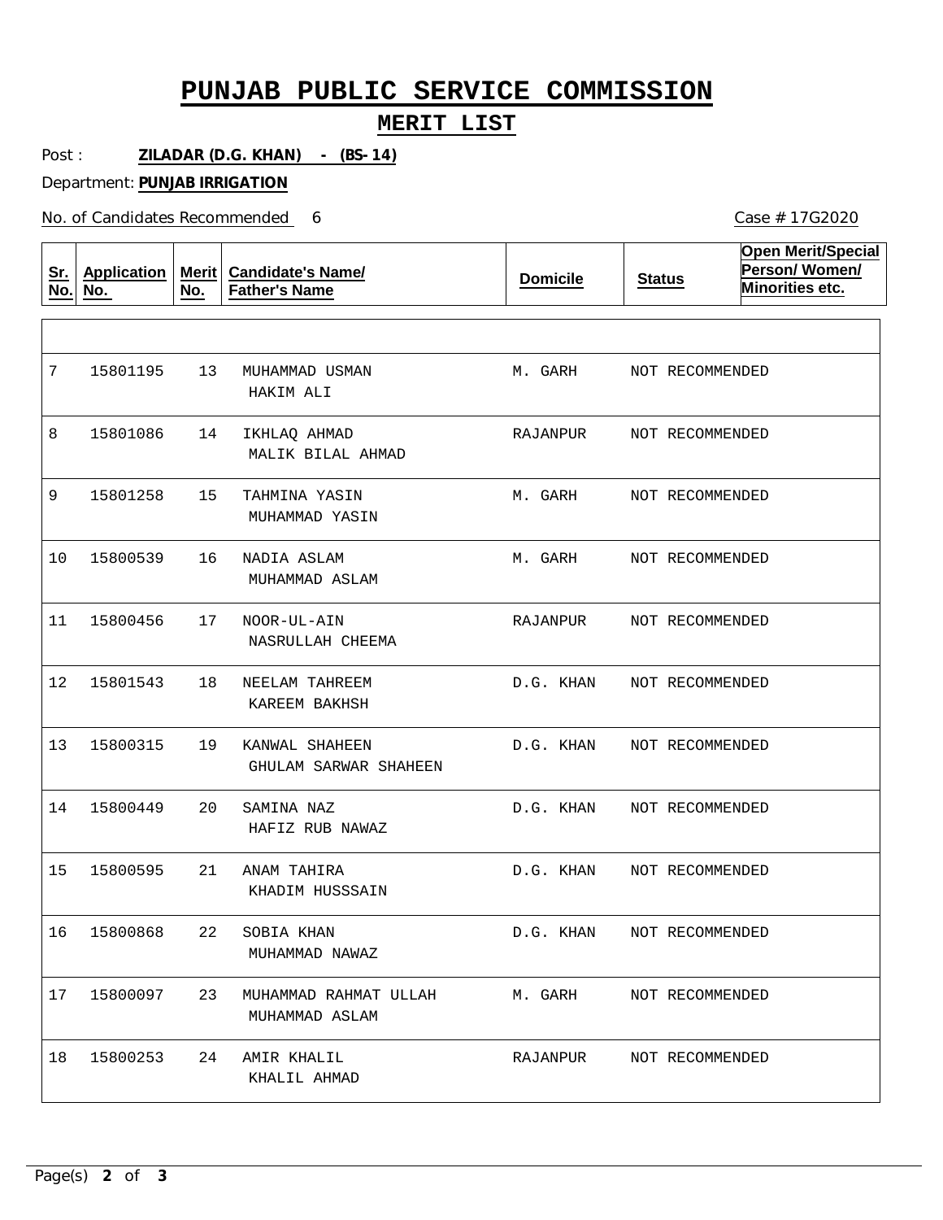# PUNJAB PUBLIC SERVICE COMMISSION

## MERIT LIST

Post : **ZILADAR (D.G. KHAN) - (BS-14)**

Department: **PUNJAB IRRIGATION**

No. of Candidates Recommended 6

Case # 17G2020

| Sr. No. | Application No. | Merit No. | Candidate's Name/ Father's Name | Domicile | Status | Open Merit/Special Person/ Women/ Minorities etc. |
|---|---|---|---|---|---|---|
| 7 | 15801195 | 13 | MUHAMMAD USMAN<br>HAKIM ALI | M. GARH | NOT RECOMMENDED | |
| 8 | 15801086 | 14 | IKHLAQ AHMAD<br>MALIK BILAL AHMAD | RAJANPUR | NOT RECOMMENDED | |
| 9 | 15801258 | 15 | TAHMINA YASIN<br>MUHAMMAD YASIN | M. GARH | NOT RECOMMENDED | |
| 10 | 15800539 | 16 | NADIA ASLAM<br>MUHAMMAD ASLAM | M. GARH | NOT RECOMMENDED | |
| 11 | 15800456 | 17 | NOOR-UL-AIN<br>NASRULLAH CHEEMA | RAJANPUR | NOT RECOMMENDED | |
| 12 | 15801543 | 18 | NEELAM TAHREEM<br>KAREEM BAKHSH | D.G. KHAN | NOT RECOMMENDED | |
| 13 | 15800315 | 19 | KANWAL SHAHEEN<br>GHULAM SARWAR SHAHEEN | D.G. KHAN | NOT RECOMMENDED | |
| 14 | 15800449 | 20 | SAMINA NAZ<br>HAFIZ RUB NAWAZ | D.G. KHAN | NOT RECOMMENDED | |
| 15 | 15800595 | 21 | ANAM TAHIRA<br>KHADIM HUSSSAIN | D.G. KHAN | NOT RECOMMENDED | |
| 16 | 15800868 | 22 | SOBIA KHAN<br>MUHAMMAD NAWAZ | D.G. KHAN | NOT RECOMMENDED | |
| 17 | 15800097 | 23 | MUHAMMAD RAHMAT ULLAH<br>MUHAMMAD ASLAM | M. GARH | NOT RECOMMENDED | |
| 18 | 15800253 | 24 | AMIR KHALIL<br>KHALIL AHMAD | RAJANPUR | NOT RECOMMENDED | |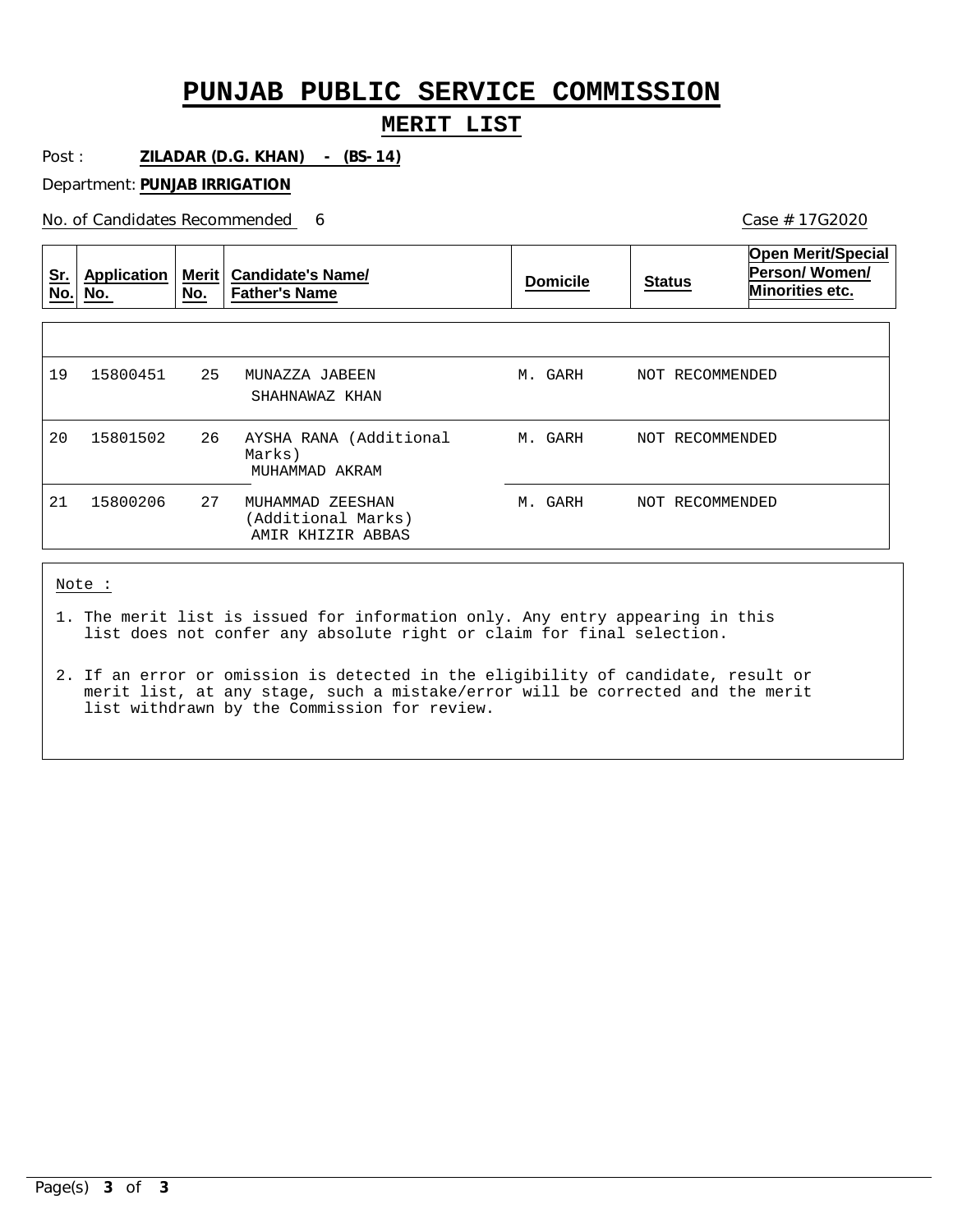# PUNJAB PUBLIC SERVICE COMMISSION

## MERIT LIST

Post : **ZILADAR (D.G. KHAN) - (BS-14)**

Department: **PUNJAB IRRIGATION**

No. of Candidates Recommended 6

Case # 17G2020

| Sr. No. | Application No. | Merit No. | Candidate's Name/ Father's Name | Domicile | Status | Open Merit/Special Person/ Women/ Minorities etc. |
|---|---|---|---|---|---|---|
| 19 | 15800451 | 25 | MUNAZZA JABEEN<br>SHAHNAWAZ KHAN | M. GARH | NOT RECOMMENDED | |
| 20 | 15801502 | 26 | AYSHA RANA (Additional Marks)<br>MUHAMMAD AKRAM | M. GARH | NOT RECOMMENDED | |
| 21 | 15800206 | 27 | MUHAMMAD ZEESHAN (Additional Marks)<br>AMIR KHIZIR ABBAS | M. GARH | NOT RECOMMENDED | |

Note :

1. The merit list is issued for information only. Any entry appearing in this list does not confer any absolute right or claim for final selection.

2. If an error or omission is detected in the eligibility of candidate, result or merit list, at any stage, such a mistake/error will be corrected and the merit list withdrawn by the Commission for review.